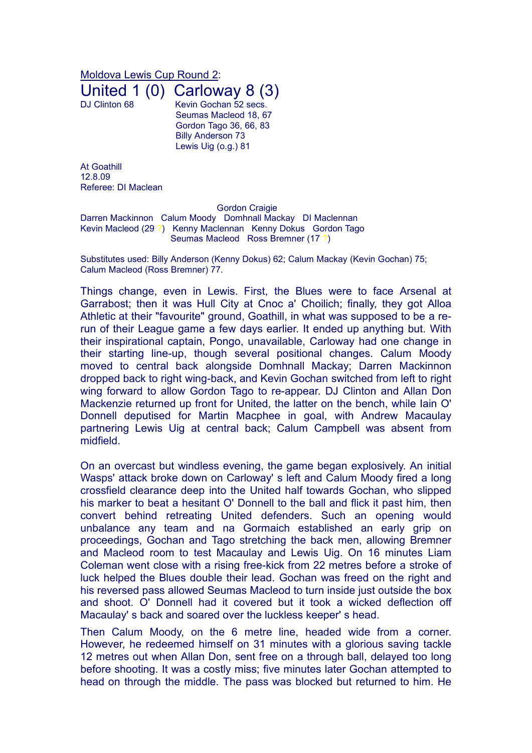Moldova Lewis Cup Round 2:

# United 1 (0) Carloway 8 (3)

DJ Clinton 68

Kevin Gochan 52 secs.
Seumas Macleod 18, 67
Gordon Tago 36, 66, 83
Billy Anderson 73
Lewis Uig (o.g.) 81

At Goathill
12.8.09
Referee: DI Maclean

Gordon Craigie
Darren Mackinnon Calum Moody Domhnall Mackay DI Maclennan
Kevin Macleod (29 ?) Kenny Maclennan Kenny Dokus Gordon Tago
Seumas Macleod Ross Bremner (17 ?)

Substitutes used: Billy Anderson (Kenny Dokus) 62; Calum Mackay (Kevin Gochan) 75; Calum Macleod (Ross Bremner) 77.

Things change, even in Lewis. First, the Blues were to face Arsenal at Garrabost; then it was Hull City at Cnoc a' Choilich; finally, they got Alloa Athletic at their "favourite" ground, Goathill, in what was supposed to be a re-run of their League game a few days earlier. It ended up anything but. With their inspirational captain, Pongo, unavailable, Carloway had one change in their starting line-up, though several positional changes. Calum Moody moved to central back alongside Domhnall Mackay; Darren Mackinnon dropped back to right wing-back, and Kevin Gochan switched from left to right wing forward to allow Gordon Tago to re-appear. DJ Clinton and Allan Don Mackenzie returned up front for United, the latter on the bench, while Iain O' Donnell deputised for Martin Macphee in goal, with Andrew Macaulay partnering Lewis Uig at central back; Calum Campbell was absent from midfield.

On an overcast but windless evening, the game began explosively. An initial Wasps' attack broke down on Carloway' s left and Calum Moody fired a long crossfield clearance deep into the United half towards Gochan, who slipped his marker to beat a hesitant O' Donnell to the ball and flick it past him, then convert behind retreating United defenders. Such an opening would unbalance any team and na Gormaich established an early grip on proceedings, Gochan and Tago stretching the back men, allowing Bremner and Macleod room to test Macaulay and Lewis Uig. On 16 minutes Liam Coleman went close with a rising free-kick from 22 metres before a stroke of luck helped the Blues double their lead. Gochan was freed on the right and his reversed pass allowed Seumas Macleod to turn inside just outside the box and shoot. O' Donnell had it covered but it took a wicked deflection off Macaulay' s back and soared over the luckless keeper' s head.

Then Calum Moody, on the 6 metre line, headed wide from a corner. However, he redeemed himself on 31 minutes with a glorious saving tackle 12 metres out when Allan Don, sent free on a through ball, delayed too long before shooting. It was a costly miss; five minutes later Gochan attempted to head on through the middle. The pass was blocked but returned to him. He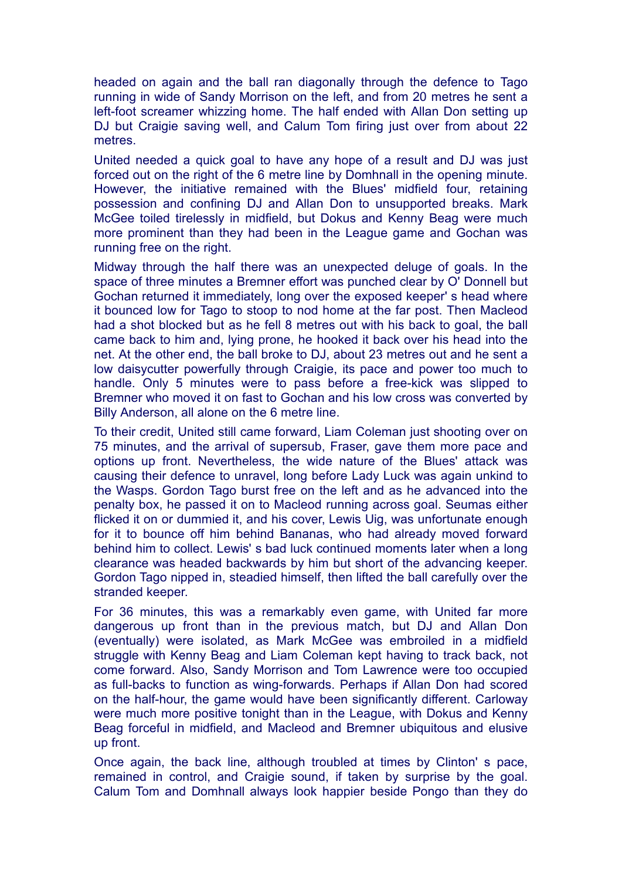headed on again and the ball ran diagonally through the defence to Tago running in wide of Sandy Morrison on the left, and from 20 metres he sent a left-foot screamer whizzing home. The half ended with Allan Don setting up DJ but Craigie saving well, and Calum Tom firing just over from about 22 metres.

United needed a quick goal to have any hope of a result and DJ was just forced out on the right of the 6 metre line by Domhnall in the opening minute. However, the initiative remained with the Blues' midfield four, retaining possession and confining DJ and Allan Don to unsupported breaks. Mark McGee toiled tirelessly in midfield, but Dokus and Kenny Beag were much more prominent than they had been in the League game and Gochan was running free on the right.

Midway through the half there was an unexpected deluge of goals. In the space of three minutes a Bremner effort was punched clear by O' Donnell but Gochan returned it immediately, long over the exposed keeper' s head where it bounced low for Tago to stoop to nod home at the far post. Then Macleod had a shot blocked but as he fell 8 metres out with his back to goal, the ball came back to him and, lying prone, he hooked it back over his head into the net. At the other end, the ball broke to DJ, about 23 metres out and he sent a low daisycutter powerfully through Craigie, its pace and power too much to handle. Only 5 minutes were to pass before a free-kick was slipped to Bremner who moved it on fast to Gochan and his low cross was converted by Billy Anderson, all alone on the 6 metre line.

To their credit, United still came forward, Liam Coleman just shooting over on 75 minutes, and the arrival of supersub, Fraser, gave them more pace and options up front. Nevertheless, the wide nature of the Blues' attack was causing their defence to unravel, long before Lady Luck was again unkind to the Wasps. Gordon Tago burst free on the left and as he advanced into the penalty box, he passed it on to Macleod running across goal. Seumas either flicked it on or dummied it, and his cover, Lewis Uig, was unfortunate enough for it to bounce off him behind Bananas, who had already moved forward behind him to collect. Lewis' s bad luck continued moments later when a long clearance was headed backwards by him but short of the advancing keeper. Gordon Tago nipped in, steadied himself, then lifted the ball carefully over the stranded keeper.

For 36 minutes, this was a remarkably even game, with United far more dangerous up front than in the previous match, but DJ and Allan Don (eventually) were isolated, as Mark McGee was embroiled in a midfield struggle with Kenny Beag and Liam Coleman kept having to track back, not come forward. Also, Sandy Morrison and Tom Lawrence were too occupied as full-backs to function as wing-forwards. Perhaps if Allan Don had scored on the half-hour, the game would have been significantly different. Carloway were much more positive tonight than in the League, with Dokus and Kenny Beag forceful in midfield, and Macleod and Bremner ubiquitous and elusive up front.

Once again, the back line, although troubled at times by Clinton' s pace, remained in control, and Craigie sound, if taken by surprise by the goal. Calum Tom and Domhnall always look happier beside Pongo than they do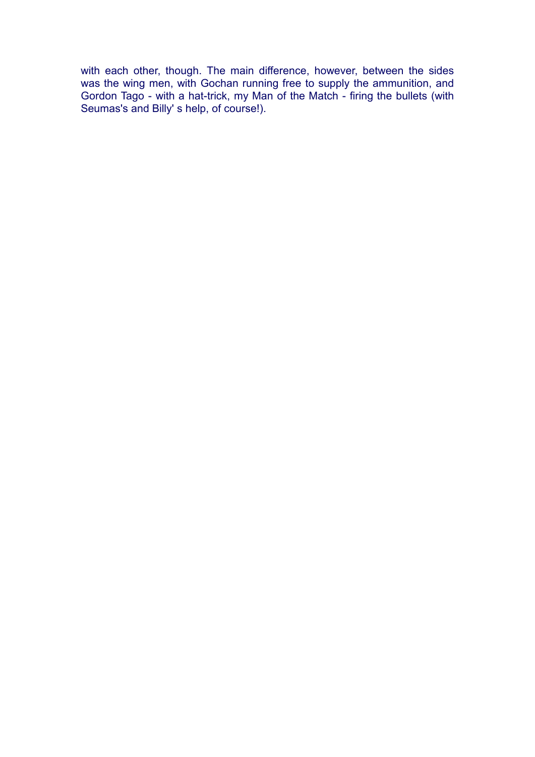with each other, though. The main difference, however, between the sides was the wing men, with Gochan running free to supply the ammunition, and Gordon Tago - with a hat-trick, my Man of the Match - firing the bullets (with Seumas's and Billy' s help, of course!).